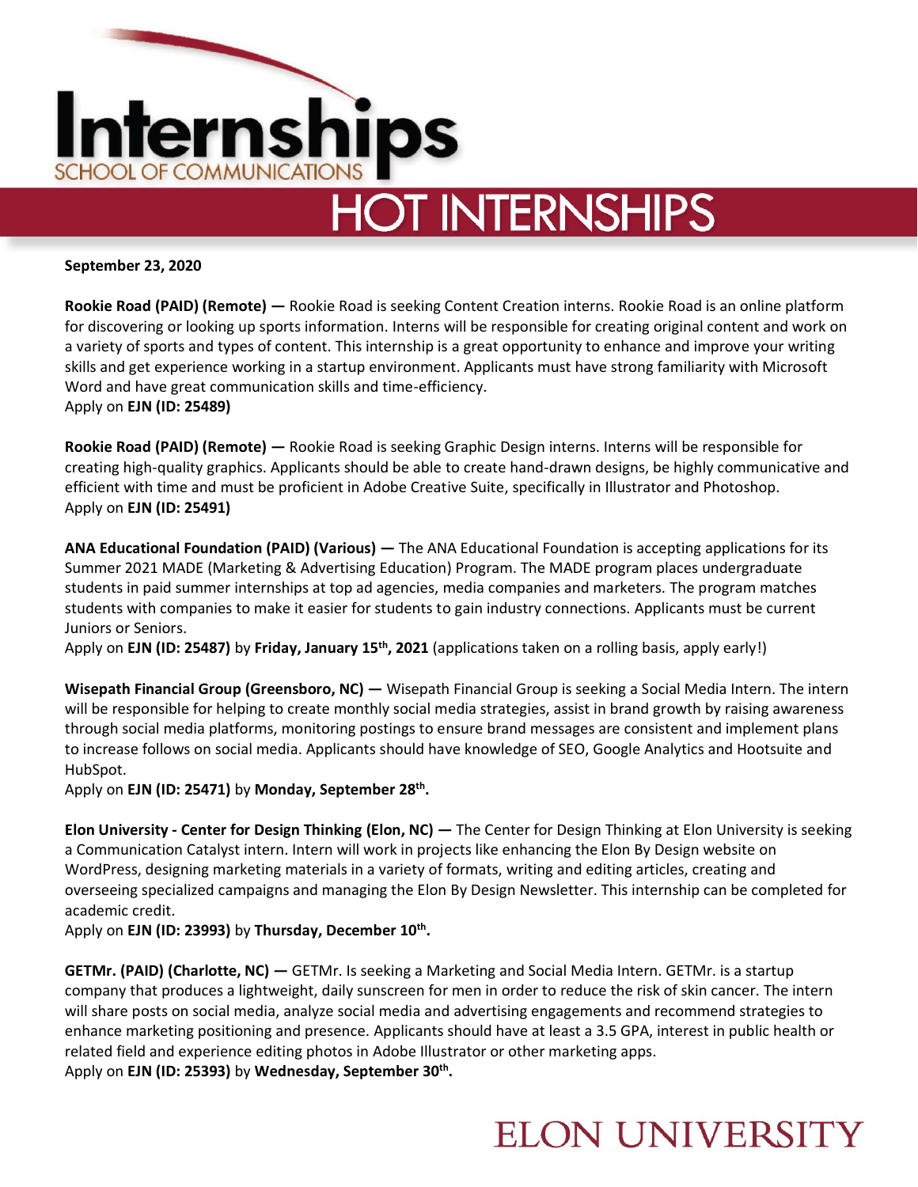# Internships

SCHOOL OF COMMUNICATIONS

## HOT INTERNSHIPS

**September 23, 2020**

**Rookie Road (PAID) (Remote) —** Rookie Road is seeking Content Creation interns. Rookie Road is an online platform for discovering or looking up sports information. Interns will be responsible for creating original content and work on a variety of sports and types of content. This internship is a great opportunity to enhance and improve your writing skills and get experience working in a startup environment. Applicants must have strong familiarity with Microsoft Word and have great communication skills and time-efficiency.
Apply on **EJN (ID: 25489)**

**Rookie Road (PAID) (Remote) —** Rookie Road is seeking Graphic Design interns. Interns will be responsible for creating high-quality graphics. Applicants should be able to create hand-drawn designs, be highly communicative and efficient with time and must be proficient in Adobe Creative Suite, specifically in Illustrator and Photoshop.
Apply on **EJN (ID: 25491)**

**ANA Educational Foundation (PAID) (Various) —** The ANA Educational Foundation is accepting applications for its Summer 2021 MADE (Marketing & Advertising Education) Program. The MADE program places undergraduate students in paid summer internships at top ad agencies, media companies and marketers. The program matches students with companies to make it easier for students to gain industry connections. Applicants must be current Juniors or Seniors.
Apply on **EJN (ID: 25487)** by **Friday, January 15th, 2021** (applications taken on a rolling basis, apply early!)

**Wisepath Financial Group (Greensboro, NC) —** Wisepath Financial Group is seeking a Social Media Intern. The intern will be responsible for helping to create monthly social media strategies, assist in brand growth by raising awareness through social media platforms, monitoring postings to ensure brand messages are consistent and implement plans to increase follows on social media. Applicants should have knowledge of SEO, Google Analytics and Hootsuite and HubSpot.
Apply on **EJN (ID: 25471)** by **Monday, September 28th.**

**Elon University - Center for Design Thinking (Elon, NC) —** The Center for Design Thinking at Elon University is seeking a Communication Catalyst intern. Intern will work in projects like enhancing the Elon By Design website on WordPress, designing marketing materials in a variety of formats, writing and editing articles, creating and overseeing specialized campaigns and managing the Elon By Design Newsletter. This internship can be completed for academic credit.
Apply on **EJN (ID: 23993)** by **Thursday, December 10th.**

**GETMr. (PAID) (Charlotte, NC) —** GETMr. Is seeking a Marketing and Social Media Intern. GETMr. is a startup company that produces a lightweight, daily sunscreen for men in order to reduce the risk of skin cancer. The intern will share posts on social media, analyze social media and advertising engagements and recommend strategies to enhance marketing positioning and presence. Applicants should have at least a 3.5 GPA, interest in public health or related field and experience editing photos in Adobe Illustrator or other marketing apps.
Apply on **EJN (ID: 25393)** by **Wednesday, September 30th.**

ELON UNIVERSITY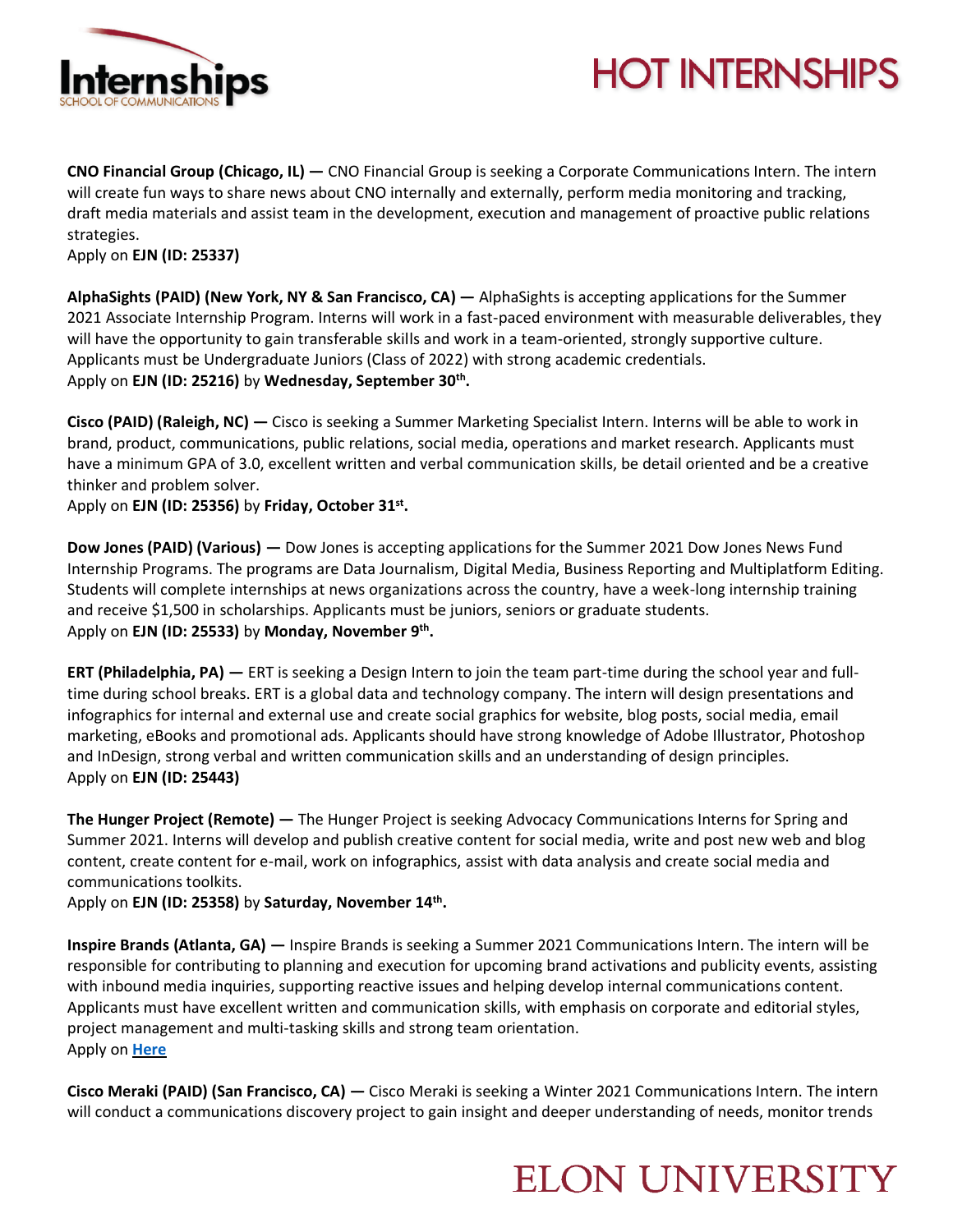**CNO Financial Group (Chicago, IL) —** CNO Financial Group is seeking a Corporate Communications Intern. The intern will create fun ways to share news about CNO internally and externally, perform media monitoring and tracking, draft media materials and assist team in the development, execution and management of proactive public relations strategies.
Apply on **EJN (ID: 25337)**

**AlphaSights (PAID) (New York, NY & San Francisco, CA) —** AlphaSights is accepting applications for the Summer 2021 Associate Internship Program. Interns will work in a fast-paced environment with measurable deliverables, they will have the opportunity to gain transferable skills and work in a team-oriented, strongly supportive culture. Applicants must be Undergraduate Juniors (Class of 2022) with strong academic credentials.
Apply on **EJN (ID: 25216)** by **Wednesday, September 30th.**

**Cisco (PAID) (Raleigh, NC) —** Cisco is seeking a Summer Marketing Specialist Intern. Interns will be able to work in brand, product, communications, public relations, social media, operations and market research. Applicants must have a minimum GPA of 3.0, excellent written and verbal communication skills, be detail oriented and be a creative thinker and problem solver.
Apply on **EJN (ID: 25356)** by **Friday, October 31st.**

**Dow Jones (PAID) (Various) —** Dow Jones is accepting applications for the Summer 2021 Dow Jones News Fund Internship Programs. The programs are Data Journalism, Digital Media, Business Reporting and Multiplatform Editing. Students will complete internships at news organizations across the country, have a week-long internship training and receive $1,500 in scholarships. Applicants must be juniors, seniors or graduate students.
Apply on **EJN (ID: 25533)** by **Monday, November 9th.**

**ERT (Philadelphia, PA) —** ERT is seeking a Design Intern to join the team part-time during the school year and full-time during school breaks. ERT is a global data and technology company. The intern will design presentations and infographics for internal and external use and create social graphics for website, blog posts, social media, email marketing, eBooks and promotional ads. Applicants should have strong knowledge of Adobe Illustrator, Photoshop and InDesign, strong verbal and written communication skills and an understanding of design principles.
Apply on **EJN (ID: 25443)**

**The Hunger Project (Remote) —** The Hunger Project is seeking Advocacy Communications Interns for Spring and Summer 2021. Interns will develop and publish creative content for social media, write and post new web and blog content, create content for e-mail, work on infographics, assist with data analysis and create social media and communications toolkits.
Apply on **EJN (ID: 25358)** by **Saturday, November 14th.**

**Inspire Brands (Atlanta, GA) —** Inspire Brands is seeking a Summer 2021 Communications Intern. The intern will be responsible for contributing to planning and execution for upcoming brand activations and publicity events, assisting with inbound media inquiries, supporting reactive issues and helping develop internal communications content. Applicants must have excellent written and communication skills, with emphasis on corporate and editorial styles, project management and multi-tasking skills and strong team orientation.
Apply on **Here**

**Cisco Meraki (PAID) (San Francisco, CA) —** Cisco Meraki is seeking a Winter 2021 Communications Intern. The intern will conduct a communications discovery project to gain insight and deeper understanding of needs, monitor trends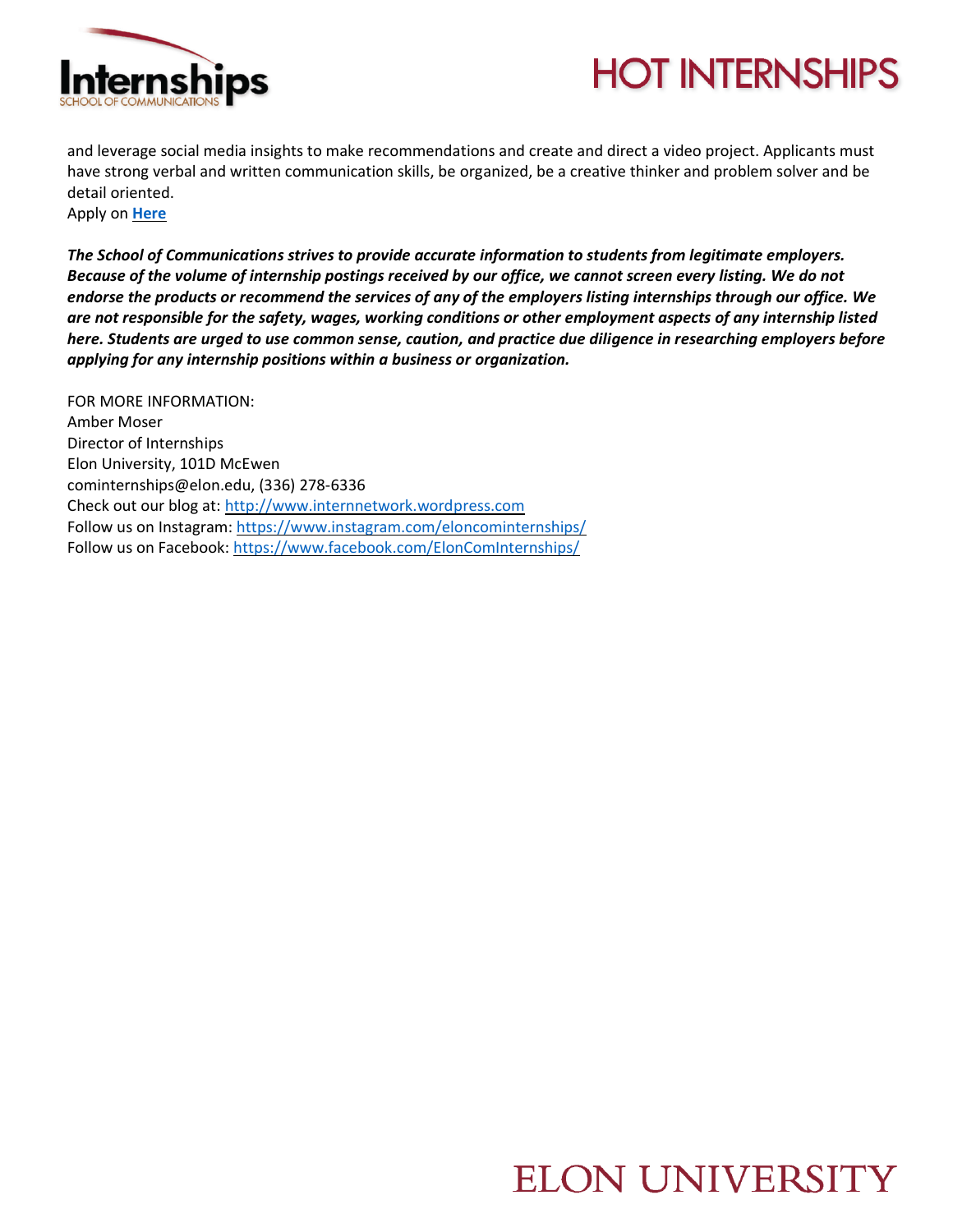and leverage social media insights to make recommendations and create and direct a video project. Applicants must have strong verbal and written communication skills, be organized, be a creative thinker and problem solver and be detail oriented.
Apply on **Here**

***The School of Communications strives to provide accurate information to students from legitimate employers. Because of the volume of internship postings received by our office, we cannot screen every listing. We do not endorse the products or recommend the services of any of the employers listing internships through our office. We are not responsible for the safety, wages, working conditions or other employment aspects of any internship listed here. Students are urged to use common sense, caution, and practice due diligence in researching employers before applying for any internship positions within a business or organization.***

FOR MORE INFORMATION:
Amber Moser
Director of Internships
Elon University, 101D McEwen
cominternships@elon.edu, (336) 278-6336
Check out our blog at: http://www.internnetwork.wordpress.com
Follow us on Instagram: https://www.instagram.com/eloncominternships/
Follow us on Facebook: https://www.facebook.com/ElonComInternships/